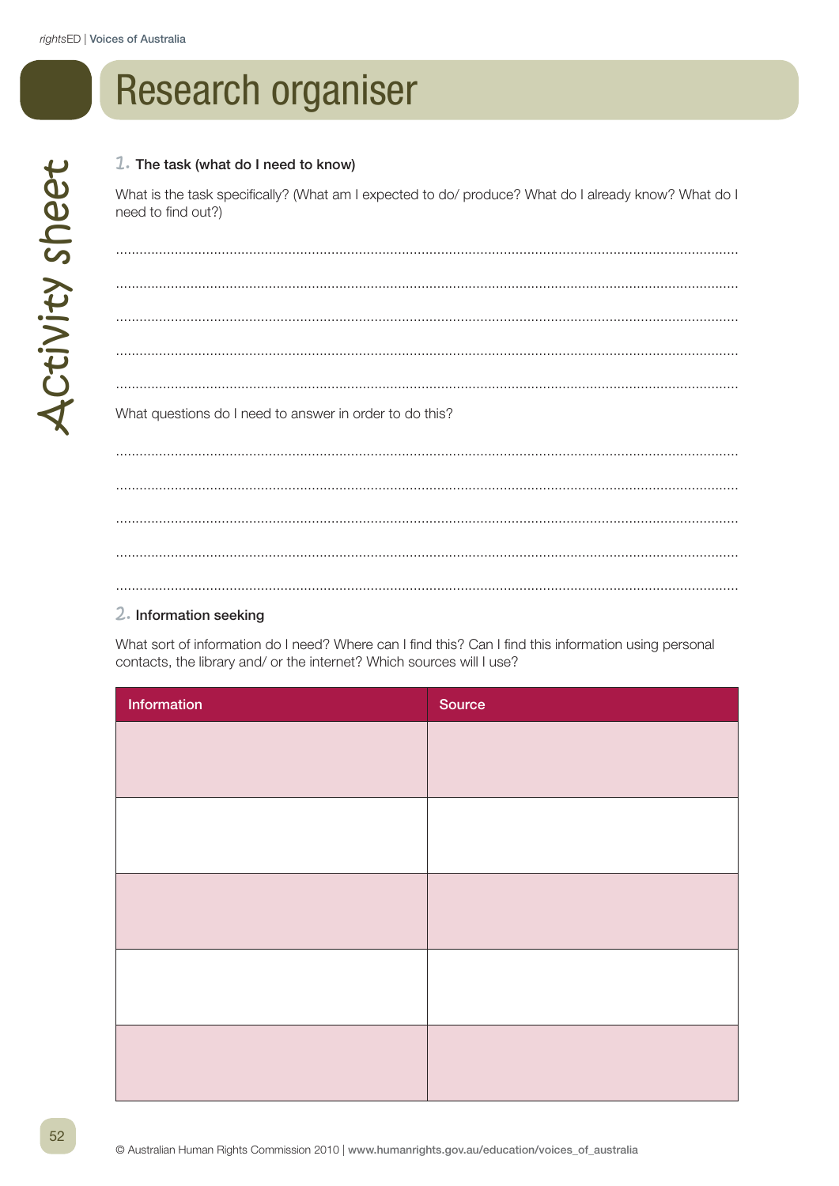# Research organiser

Activity sheet

## 1. The task (what do I need to know)

What is the task specifically? (What am I expected to do/ produce? What do I already know? What do I need to find out?)

..........................................................................................................................................

..........................................................................................................................................

..........................................................................................................................................

..........................................................................................................................................

..........................................................................................................................................

What questions do I need to answer in order to do this?

..........................................................................................................................................

..........................................................................................................................................

..........................................................................................................................................

..........................................................................................................................................

..........................................................................................................................................

## 2. Information seeking

What sort of information do I need? Where can I find this? Can I find this information using personal contacts, the library and/ or the internet? Which sources will I use?

| Information | Source |
| --- | --- |
| | |
| | |
| | |
| | |
| | |

© Australian Human Rights Commission 2010 | www.humanrights.gov.au/education/voices_of_australia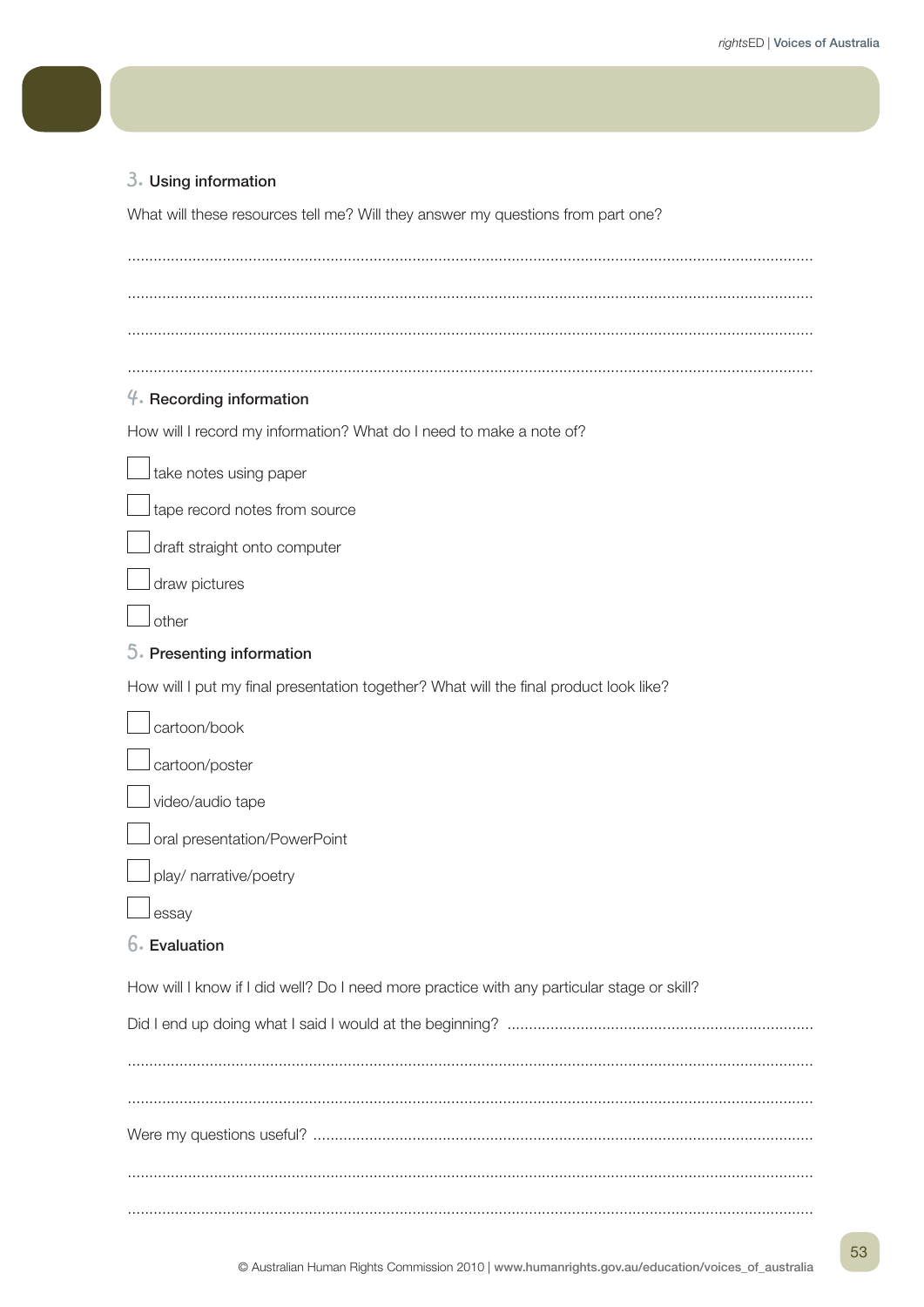## 3. Using information

What will these resources tell me? Will they answer my questions from part one?

..........................................................................................................................................................

..........................................................................................................................................................

..........................................................................................................................................................

..........................................................................................................................................................

## 4. Recording information

How will I record my information? What do I need to make a note of?

- ☐ take notes using paper
- ☐ tape record notes from source
- ☐ draft straight onto computer
- ☐ draw pictures
- ☐ other

## 5. Presenting information

How will I put my final presentation together? What will the final product look like?

- ☐ cartoon/book
- ☐ cartoon/poster
- ☐ video/audio tape
- ☐ oral presentation/PowerPoint
- ☐ play/ narrative/poetry
- ☐ essay

## 6. Evaluation

How will I know if I did well? Do I need more practice with any particular stage or skill?

Did I end up doing what I said I would at the beginning? ......................................................................

..........................................................................................................................................................

..........................................................................................................................................................

Were my questions useful? ..................................................................................................................

..........................................................................................................................................................

..........................................................................................................................................................

© Australian Human Rights Commission 2010 | www.humanrights.gov.au/education/voices_of_australia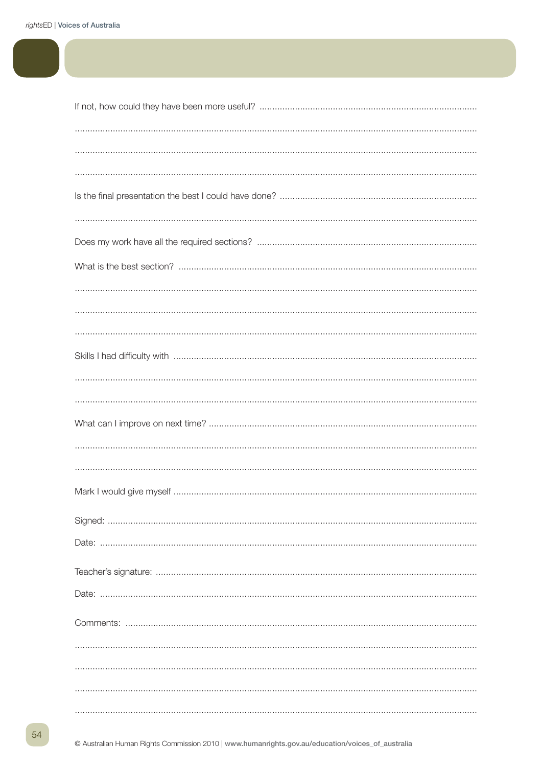If not, how could they have been more useful? .....................................................................................

.............................................................................................................................................

.............................................................................................................................................

.............................................................................................................................................

Is the final presentation the best I could have done? .............................................................................

.............................................................................................................................................

Does my work have all the required sections? ......................................................................................

What is the best section? ........................................................................................................

.............................................................................................................................................

.............................................................................................................................................

.............................................................................................................................................

Skills I had difficulty with ..........................................................................................................

.............................................................................................................................................

.............................................................................................................................................

What can I improve on next time? ............................................................................................

.............................................................................................................................................

.............................................................................................................................................

Mark I would give myself ..........................................................................................................

Signed: ....................................................................................................................................

Date: .......................................................................................................................................

Teacher's signature: .................................................................................................................

Date: .......................................................................................................................................

Comments: ..............................................................................................................................

.............................................................................................................................................

.............................................................................................................................................

.............................................................................................................................................

.............................................................................................................................................

© Australian Human Rights Commission 2010 | www.humanrights.gov.au/education/voices_of_australia